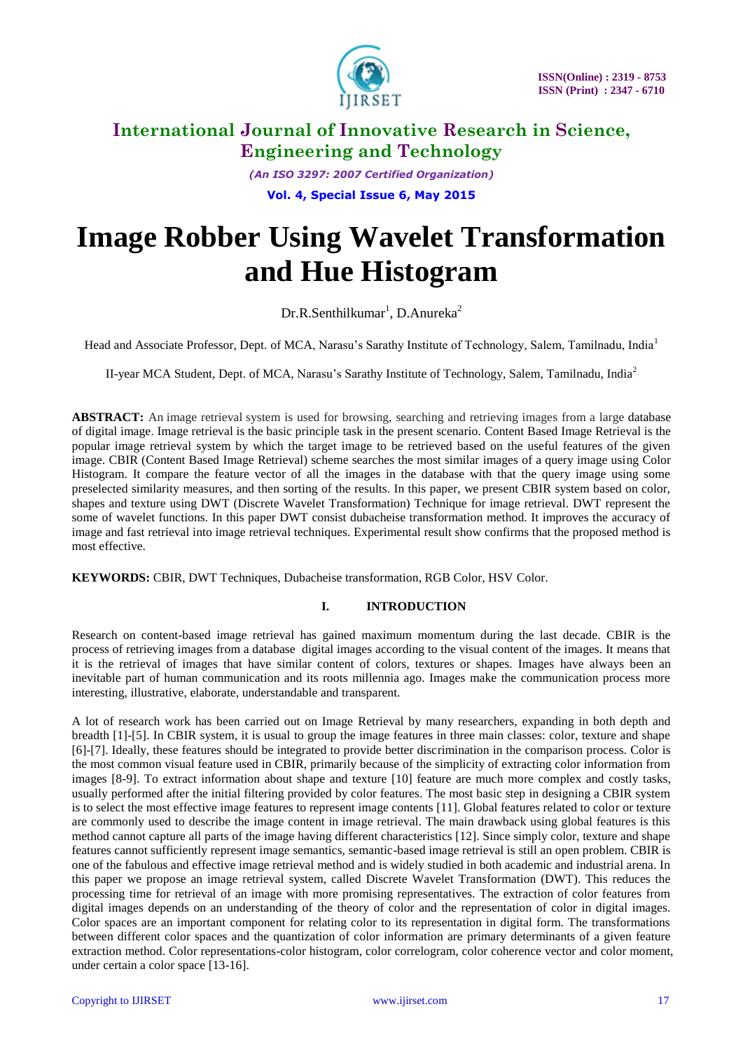# Image Robber Using Wavelet Transformation and Hue Histogram

Dr.R.Senthilkumar[1], D.Anureka[2]

Head and Associate Professor, Dept. of MCA, Narasu's Sarathy Institute of Technology, Salem, Tamilnadu, India[1]

II-year MCA Student, Dept. of MCA, Narasu's Sarathy Institute of Technology, Salem, Tamilnadu, India[2]

**ABSTRACT:** An image retrieval system is used for browsing, searching and retrieving images from a large database of digital image. Image retrieval is the basic principle task in the present scenario. Content Based Image Retrieval is the popular image retrieval system by which the target image to be retrieved based on the useful features of the given image. CBIR (Content Based Image Retrieval) scheme searches the most similar images of a query image using Color Histogram. It compare the feature vector of all the images in the database with that the query image using some preselected similarity measures, and then sorting of the results. In this paper, we present CBIR system based on color, shapes and texture using DWT (Discrete Wavelet Transformation) Technique for image retrieval. DWT represent the some of wavelet functions. In this paper DWT consist dubacheise transformation method. It improves the accuracy of image and fast retrieval into image retrieval techniques. Experimental result show confirms that the proposed method is most effective.

**KEYWORDS:** CBIR, DWT Techniques, Dubacheise transformation, RGB Color, HSV Color.

## I. INTRODUCTION

Research on content-based image retrieval has gained maximum momentum during the last decade. CBIR is the process of retrieving images from a database digital images according to the visual content of the images. It means that it is the retrieval of images that have similar content of colors, textures or shapes. Images have always been an inevitable part of human communication and its roots millennia ago. Images make the communication process more interesting, illustrative, elaborate, understandable and transparent.

A lot of research work has been carried out on Image Retrieval by many researchers, expanding in both depth and breadth [1]-[5]. In CBIR system, it is usual to group the image features in three main classes: color, texture and shape [6]-[7]. Ideally, these features should be integrated to provide better discrimination in the comparison process. Color is the most common visual feature used in CBIR, primarily because of the simplicity of extracting color information from images [8-9]. To extract information about shape and texture [10] feature are much more complex and costly tasks, usually performed after the initial filtering provided by color features. The most basic step in designing a CBIR system is to select the most effective image features to represent image contents [11]. Global features related to color or texture are commonly used to describe the image content in image retrieval. The main drawback using global features is this method cannot capture all parts of the image having different characteristics [12]. Since simply color, texture and shape features cannot sufficiently represent image semantics, semantic-based image retrieval is still an open problem. CBIR is one of the fabulous and effective image retrieval method and is widely studied in both academic and industrial area. In this paper we propose an image retrieval system, called Discrete Wavelet Transformation (DWT). This reduces the processing time for retrieval of an image with more promising representatives. The extraction of color features from digital images depends on an understanding of the theory of color and the representation of color in digital images. Color spaces are an important component for relating color to its representation in digital form. The transformations between different color spaces and the quantization of color information are primary determinants of a given feature extraction method. Color representations-color histogram, color correlogram, color coherence vector and color moment, under certain a color space [13-16].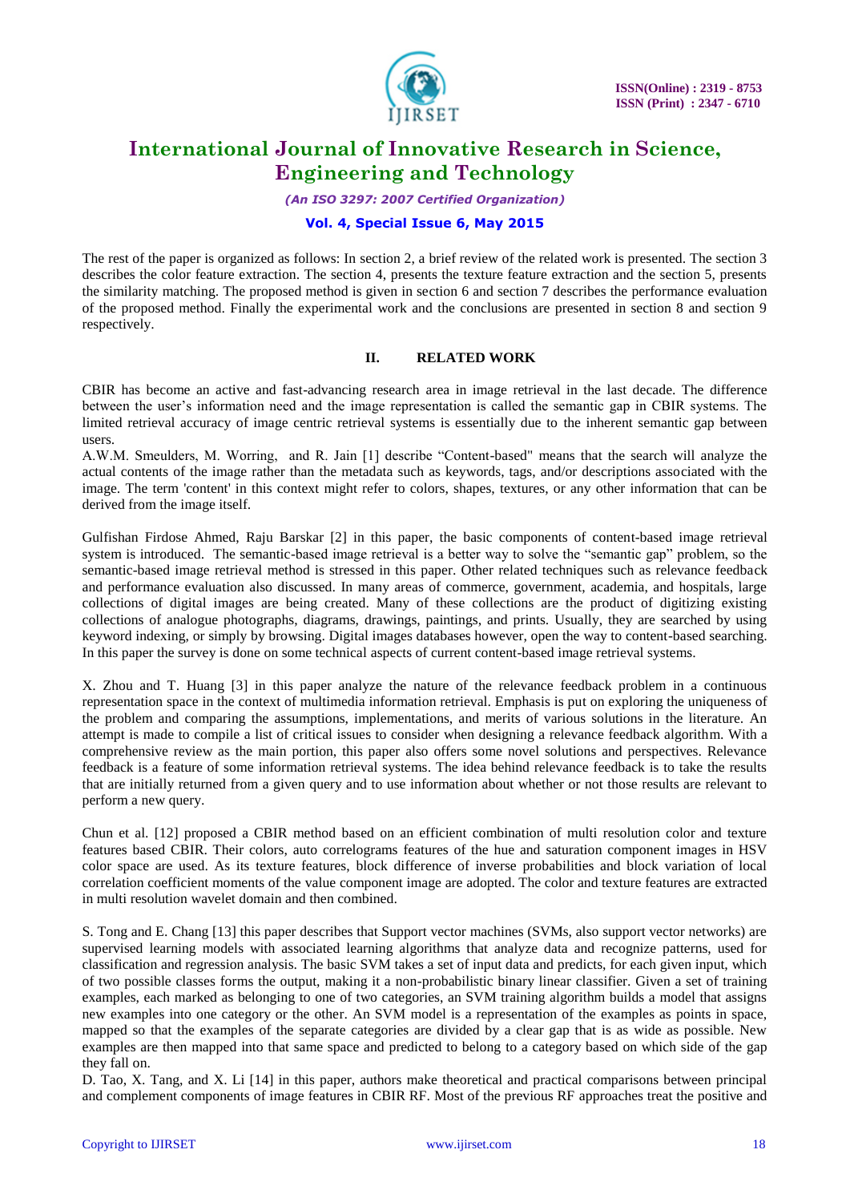The rest of the paper is organized as follows: In section 2, a brief review of the related work is presented. The section 3 describes the color feature extraction. The section 4, presents the texture feature extraction and the section 5, presents the similarity matching. The proposed method is given in section 6 and section 7 describes the performance evaluation of the proposed method. Finally the experimental work and the conclusions are presented in section 8 and section 9 respectively.

## II. RELATED WORK

CBIR has become an active and fast-advancing research area in image retrieval in the last decade. The difference between the user's information need and the image representation is called the semantic gap in CBIR systems. The limited retrieval accuracy of image centric retrieval systems is essentially due to the inherent semantic gap between users.

A.W.M. Smeulders, M. Worring, and R. Jain [1] describe "Content-based" means that the search will analyze the actual contents of the image rather than the metadata such as keywords, tags, and/or descriptions associated with the image. The term 'content' in this context might refer to colors, shapes, textures, or any other information that can be derived from the image itself.

Gulfishan Firdose Ahmed, Raju Barskar [2] in this paper, the basic components of content-based image retrieval system is introduced. The semantic-based image retrieval is a better way to solve the "semantic gap" problem, so the semantic-based image retrieval method is stressed in this paper. Other related techniques such as relevance feedback and performance evaluation also discussed. In many areas of commerce, government, academia, and hospitals, large collections of digital images are being created. Many of these collections are the product of digitizing existing collections of analogue photographs, diagrams, drawings, paintings, and prints. Usually, they are searched by using keyword indexing, or simply by browsing. Digital images databases however, open the way to content-based searching. In this paper the survey is done on some technical aspects of current content-based image retrieval systems.

X. Zhou and T. Huang [3] in this paper analyze the nature of the relevance feedback problem in a continuous representation space in the context of multimedia information retrieval. Emphasis is put on exploring the uniqueness of the problem and comparing the assumptions, implementations, and merits of various solutions in the literature. An attempt is made to compile a list of critical issues to consider when designing a relevance feedback algorithm. With a comprehensive review as the main portion, this paper also offers some novel solutions and perspectives. Relevance feedback is a feature of some information retrieval systems. The idea behind relevance feedback is to take the results that are initially returned from a given query and to use information about whether or not those results are relevant to perform a new query.

Chun et al. [12] proposed a CBIR method based on an efficient combination of multi resolution color and texture features based CBIR. Their colors, auto correlograms features of the hue and saturation component images in HSV color space are used. As its texture features, block difference of inverse probabilities and block variation of local correlation coefficient moments of the value component image are adopted. The color and texture features are extracted in multi resolution wavelet domain and then combined.

S. Tong and E. Chang [13] this paper describes that Support vector machines (SVMs, also support vector networks) are supervised learning models with associated learning algorithms that analyze data and recognize patterns, used for classification and regression analysis. The basic SVM takes a set of input data and predicts, for each given input, which of two possible classes forms the output, making it a non-probabilistic binary linear classifier. Given a set of training examples, each marked as belonging to one of two categories, an SVM training algorithm builds a model that assigns new examples into one category or the other. An SVM model is a representation of the examples as points in space, mapped so that the examples of the separate categories are divided by a clear gap that is as wide as possible. New examples are then mapped into that same space and predicted to belong to a category based on which side of the gap they fall on.

D. Tao, X. Tang, and X. Li [14] in this paper, authors make theoretical and practical comparisons between principal and complement components of image features in CBIR RF. Most of the previous RF approaches treat the positive and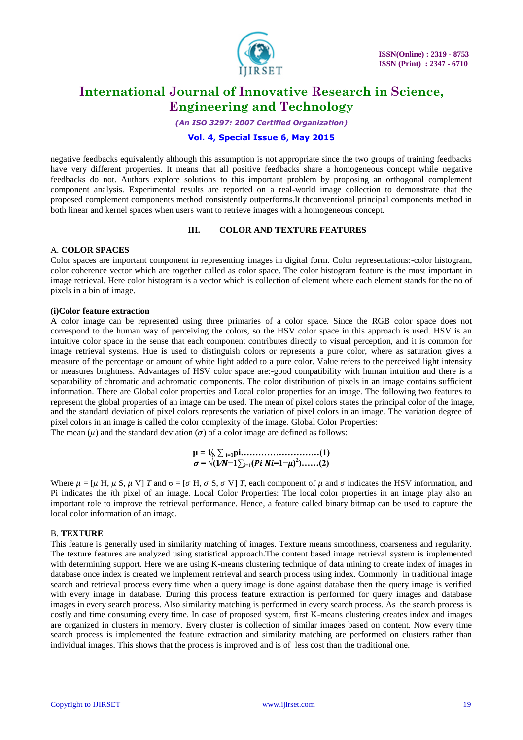negative feedbacks equivalently although this assumption is not appropriate since the two groups of training feedbacks have very different properties. It means that all positive feedbacks share a homogeneous concept while negative feedbacks do not. Authors explore solutions to this important problem by proposing an orthogonal complement component analysis. Experimental results are reported on a real-world image collection to demonstrate that the proposed complement components method consistently outperforms.It thconventional principal components method in both linear and kernel spaces when users want to retrieve images with a homogeneous concept.

## III. COLOR AND TEXTURE FEATURES

### A. COLOR SPACES

Color spaces are important component in representing images in digital form. Color representations:-color histogram, color coherence vector which are together called as color space. The color histogram feature is the most important in image retrieval. Here color histogram is a vector which is collection of element where each element stands for the no of pixels in a bin of image.

**(i)Color feature extraction**

A color image can be represented using three primaries of a color space. Since the RGB color space does not correspond to the human way of perceiving the colors, so the HSV color space in this approach is used. HSV is an intuitive color space in the sense that each component contributes directly to visual perception, and it is common for image retrieval systems. Hue is used to distinguish colors or represents a pure color, where as saturation gives a measure of the percentage or amount of white light added to a pure color. Value refers to the perceived light intensity or measures brightness. Advantages of HSV color space are:-good compatibility with human intuition and there is a separability of chromatic and achromatic components. The color distribution of pixels in an image contains sufficient information. There are Global color properties and Local color properties for an image. The following two features to represent the global properties of an image can be used. The mean of pixel colors states the principal color of the image, and the standard deviation of pixel colors represents the variation of pixel colors in an image. The variation degree of pixel colors in an image is called the color complexity of the image. Global Color Properties:

The mean ($\mu$) and the standard deviation ($\sigma$) of a color image are defined as follows:

$$\mu = \frac{1}{N} \sum_{i=1} p_i \ldots\ldots\ldots\ldots\ldots\ldots\ldots\ldots\ldots (1)$$

$$\sigma = \sqrt{\left(\frac{1}{N-1} \sum_{i=1} (P_i \; N_i = 1 - \mu)^2\right)} \ldots\ldots (2)$$

Where $\mu = [\mu H, \mu S, \mu V]\, T$ and $\sigma = [\sigma H, \sigma S, \sigma V]\, T$, each component of $\mu$ and $\sigma$ indicates the HSV information, and Pi indicates the *i*th pixel of an image. Local Color Properties: The local color properties in an image play also an important role to improve the retrieval performance. Hence, a feature called binary bitmap can be used to capture the local color information of an image.

### B. TEXTURE

This feature is generally used in similarity matching of images. Texture means smoothness, coarseness and regularity. The texture features are analyzed using statistical approach.The content based image retrieval system is implemented with determining support. Here we are using K-means clustering technique of data mining to create index of images in database once index is created we implement retrieval and search process using index. Commonly in traditional image search and retrieval process every time when a query image is done against database then the query image is verified with every image in database. During this process feature extraction is performed for query images and database images in every search process. Also similarity matching is performed in every search process. As the search process is costly and time consuming every time. In case of proposed system, first K-means clustering creates index and images are organized in clusters in memory. Every cluster is collection of similar images based on content. Now every time search process is implemented the feature extraction and similarity matching are performed on clusters rather than individual images. This shows that the process is improved and is of less cost than the traditional one.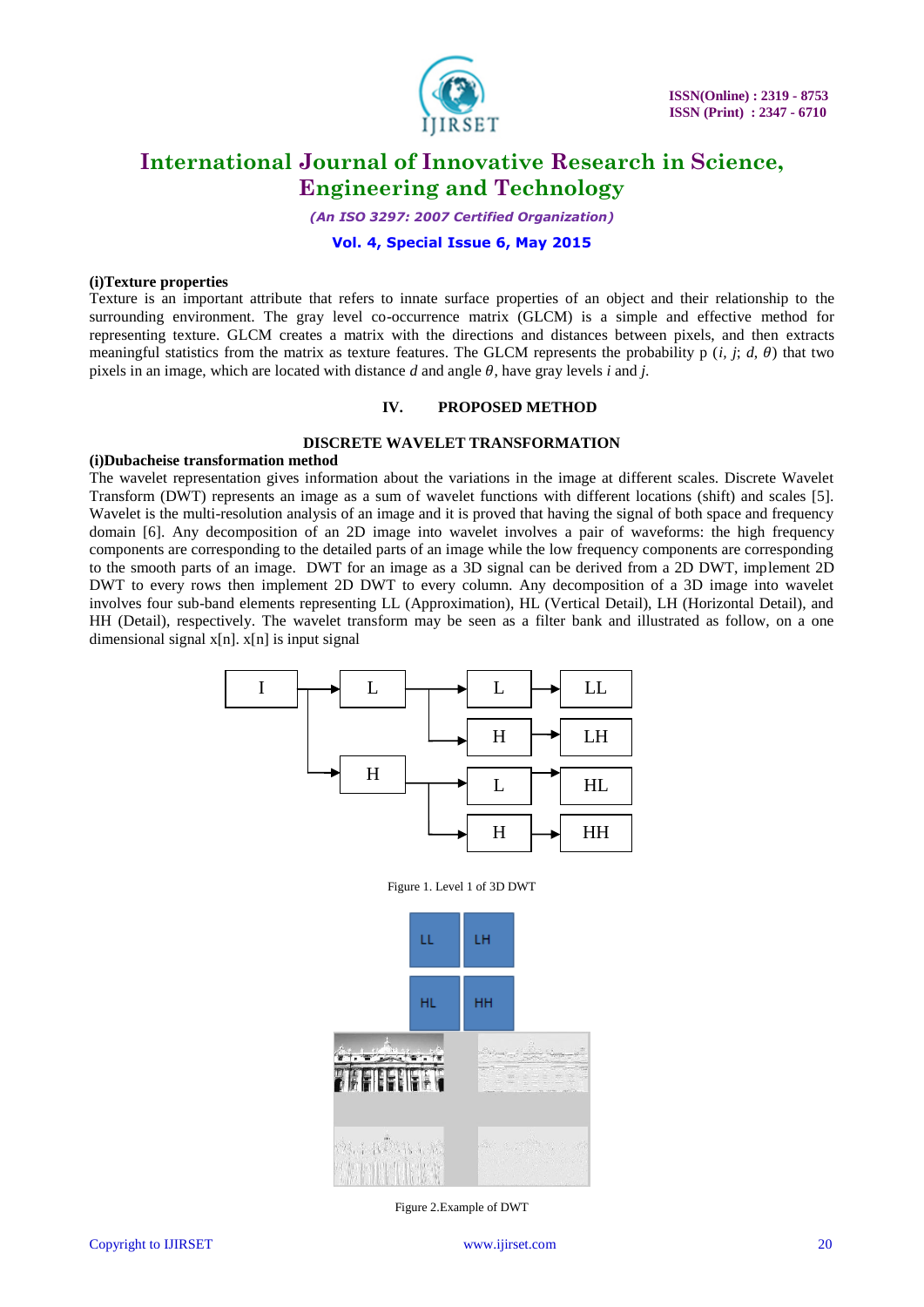**(i)Texture properties**

Texture is an important attribute that refers to innate surface properties of an object and their relationship to the surrounding environment. The gray level co-occurrence matrix (GLCM) is a simple and effective method for representing texture. GLCM creates a matrix with the directions and distances between pixels, and then extracts meaningful statistics from the matrix as texture features. The GLCM represents the probability p $(i, j; d, \theta)$ that two pixels in an image, which are located with distance $d$ and angle $\theta$, have gray levels $i$ and $j$.

## IV. PROPOSED METHOD

### DISCRETE WAVELET TRANSFORMATION

**(i)Dubacheise transformation method**

The wavelet representation gives information about the variations in the image at different scales. Discrete Wavelet Transform (DWT) represents an image as a sum of wavelet functions with different locations (shift) and scales [5]. Wavelet is the multi-resolution analysis of an image and it is proved that having the signal of both space and frequency domain [6]. Any decomposition of an 2D image into wavelet involves a pair of waveforms: the high frequency components are corresponding to the detailed parts of an image while the low frequency components are corresponding to the smooth parts of an image. DWT for an image as a 3D signal can be derived from a 2D DWT, implement 2D DWT to every rows then implement 2D DWT to every column. Any decomposition of a 3D image into wavelet involves four sub-band elements representing LL (Approximation), HL (Vertical Detail), LH (Horizontal Detail), and HH (Detail), respectively. The wavelet transform may be seen as a filter bank and illustrated as follow, on a one dimensional signal x[n]. x[n] is input signal

Figure 1. Level 1 of 3D DWT

Figure 2.Example of DWT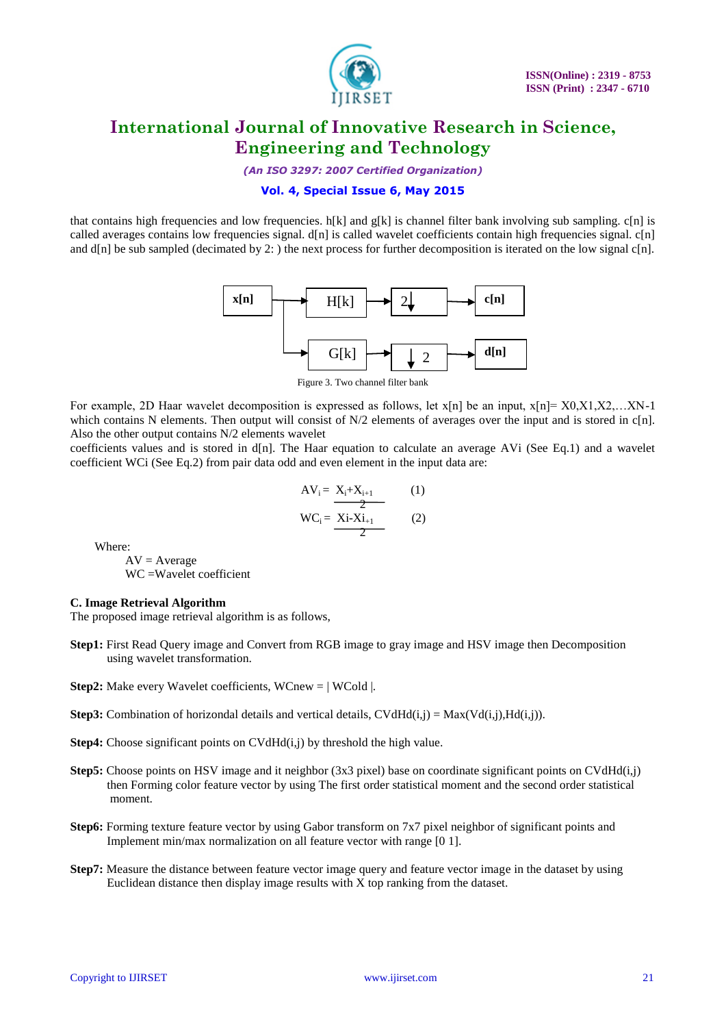that contains high frequencies and low frequencies. h[k] and g[k] is channel filter bank involving sub sampling. c[n] is called averages contains low frequencies signal. d[n] is called wavelet coefficients contain high frequencies signal. c[n] and d[n] be sub sampled (decimated by 2: ) the next process for further decomposition is iterated on the low signal c[n].

x[n] → H[k] → 2↓ → c[n]

x[n] → G[k] → ↓2 → d[n]

Figure 3. Two channel filter bank

For example, 2D Haar wavelet decomposition is expressed as follows, let x[n] be an input, x[n]= X0,X1,X2,…XN-1 which contains N elements. Then output will consist of N/2 elements of averages over the input and is stored in c[n]. Also the other output contains N/2 elements wavelet coefficients values and is stored in d[n]. The Haar equation to calculate an average AVi (See Eq.1) and a wavelet coefficient WCi (See Eq.2) from pair data odd and even element in the input data are:

$$AV_i = \frac{X_i + X_{i+1}}{2} \qquad (1)$$

$$WC_i = \frac{X_i - X_{i+1}}{2} \qquad (2)$$

Where:

AV = Average

WC =Wavelet coefficient

**C. Image Retrieval Algorithm**

The proposed image retrieval algorithm is as follows,

**Step1:** First Read Query image and Convert from RGB image to gray image and HSV image then Decomposition using wavelet transformation.

**Step2:** Make every Wavelet coefficients, WCnew = | WCold |.

**Step3:** Combination of horizondal details and vertical details, CVdHd(i,j) = Max(Vd(i,j),Hd(i,j)).

**Step4:** Choose significant points on CVdHd(i,j) by threshold the high value.

**Step5:** Choose points on HSV image and it neighbor (3x3 pixel) base on coordinate significant points on CVdHd(i,j) then Forming color feature vector by using The first order statistical moment and the second order statistical moment.

**Step6:** Forming texture feature vector by using Gabor transform on 7x7 pixel neighbor of significant points and Implement min/max normalization on all feature vector with range [0 1].

**Step7:** Measure the distance between feature vector image query and feature vector image in the dataset by using Euclidean distance then display image results with X top ranking from the dataset.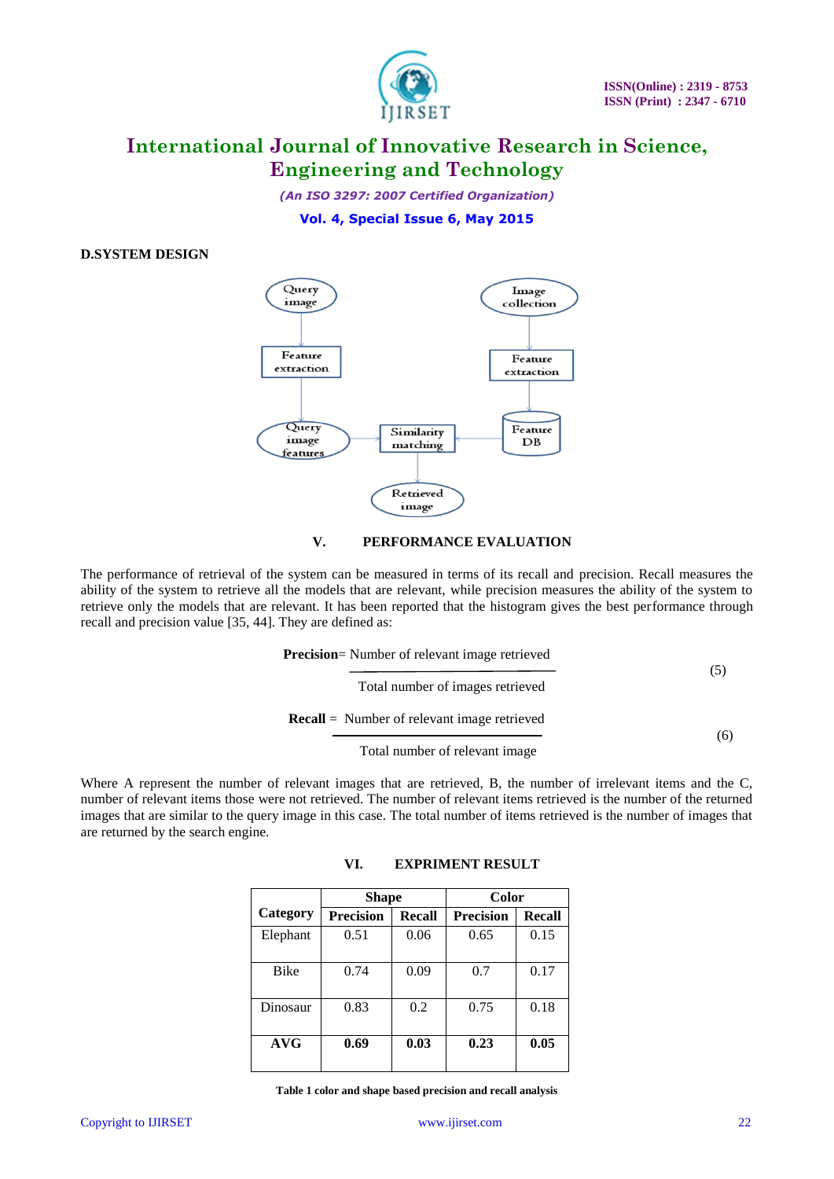### D.SYSTEM DESIGN

## V. PERFORMANCE EVALUATION

The performance of retrieval of the system can be measured in terms of its recall and precision. Recall measures the ability of the system to retrieve all the models that are relevant, while precision measures the ability of the system to retrieve only the models that are relevant. It has been reported that the histogram gives the best performance through recall and precision value [35, 44]. They are defined as:

$$\textbf{Precision} = \frac{\text{Number of relevant image retrieved}}{\text{Total number of images retrieved}} \quad (5)$$

$$\textbf{Recall} = \frac{\text{Number of relevant image retrieved}}{\text{Total number of relevant image}} \quad (6)$$

Where A represent the number of relevant images that are retrieved, B, the number of irrelevant items and the C, number of relevant items those were not retrieved. The number of relevant items retrieved is the number of the returned images that are similar to the query image in this case. The total number of items retrieved is the number of images that are returned by the search engine.

## VI. EXPRIMENT RESULT

| Category | Shape | | Color | |
|---|---|---|---|---|
| | Precision | Recall | Precision | Recall |
| Elephant | 0.51 | 0.06 | 0.65 | 0.15 |
| Bike | 0.74 | 0.09 | 0.7 | 0.17 |
| Dinosaur | 0.83 | 0.2 | 0.75 | 0.18 |
| **AVG** | **0.69** | **0.03** | **0.23** | **0.05** |

**Table 1 color and shape based precision and recall analysis**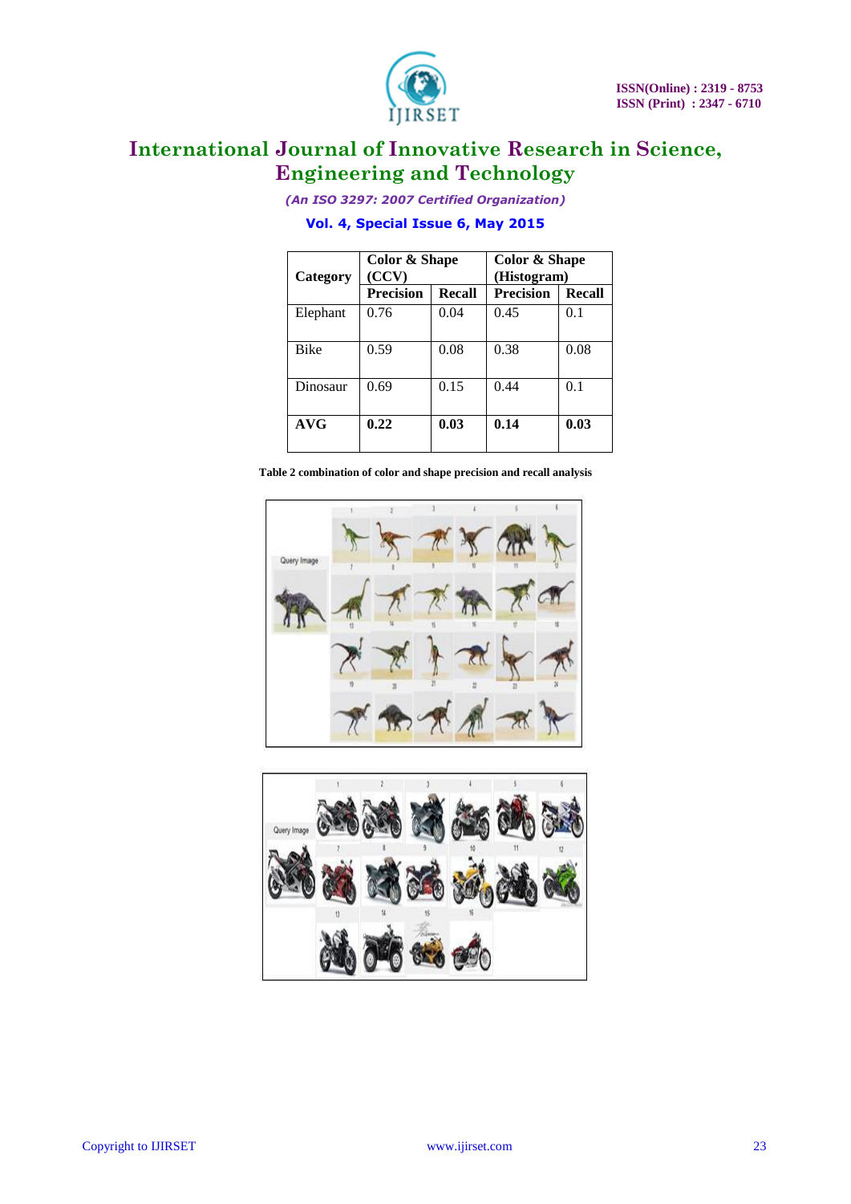| Category | Color & Shape (CCV) | | Color & Shape (Histogram) | |
|---|---|---|---|---|
| | Precision | Recall | Precision | Recall |
| Elephant | 0.76 | 0.04 | 0.45 | 0.1 |
| Bike | 0.59 | 0.08 | 0.38 | 0.08 |
| Dinosaur | 0.69 | 0.15 | 0.44 | 0.1 |
| **AVG** | **0.22** | **0.03** | **0.14** | **0.03** |

**Table 2 combination of color and shape precision and recall analysis**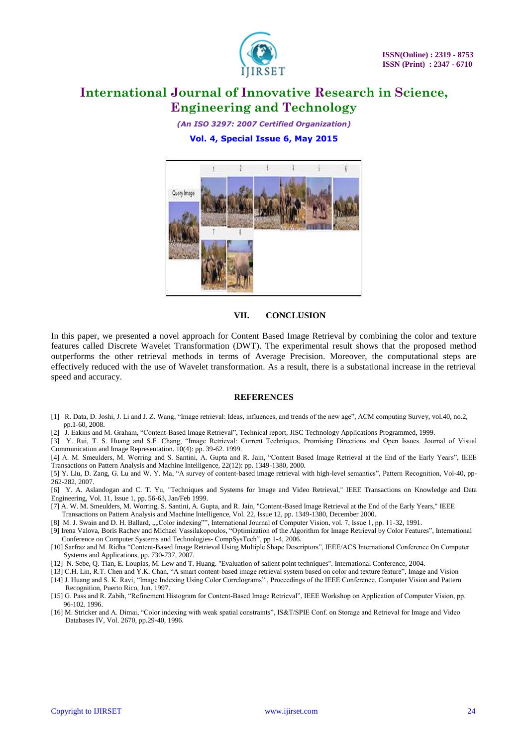Query Image

1 2 3 4 5 6

7 8

## VII. CONCLUSION

In this paper, we presented a novel approach for Content Based Image Retrieval by combining the color and texture features called Discrete Wavelet Transformation (DWT). The experimental result shows that the proposed method outperforms the other retrieval methods in terms of Average Precision. Moreover, the computational steps are effectively reduced with the use of Wavelet transformation. As a result, there is a substational increase in the retrieval speed and accuracy.

## REFERENCES

[1] R. Data, D. Joshi, J. Li and J. Z. Wang, "Image retrieval: Ideas, influences, and trends of the new age", ACM computing Survey, vol.40, no.2, pp.1-60, 2008.

[2] J. Eakins and M. Graham, "Content-Based Image Retrieval", Technical report, JISC Technology Applications Programmed, 1999.

[3] Y. Rui, T. S. Huang and S.F. Chang, "Image Retrieval: Current Techniques, Promising Directions and Open Issues. Journal of Visual Communication and Image Representation. 10(4): pp. 39-62. 1999.

[4] A. M. Smeulders, M. Worring and S. Santini, A. Gupta and R. Jain, "Content Based Image Retrieval at the End of the Early Years", IEEE Transactions on Pattern Analysis and Machine Intelligence, 22(12): pp. 1349-1380, 2000.

[5] Y. Liu, D. Zang, G. Lu and W. Y. Ma, "A survey of content-based image retrieval with high-level semantics", Pattern Recognition, Vol-40, pp-262-282, 2007.

[6] Y. A. Aslandogan and C. T. Yu, "Techniques and Systems for Image and Video Retrieval," IEEE Transactions on Knowledge and Data Engineering, Vol. 11, Issue 1, pp. 56-63, Jan/Feb 1999.

[7] A. W. M. Smeulders, M. Worring, S. Santini, A. Gupta, and R. Jain, "Content-Based Image Retrieval at the End of the Early Years," IEEE Transactions on Pattern Analysis and Machine Intelligence, Vol. 22, Issue 12, pp. 1349-1380, December 2000.

[8] M. J. Swain and D. H. Ballard, „„Color indexing"", International Journal of Computer Vision, vol. 7, Issue 1, pp. 11-32, 1991.

[9] Irena Valova, Boris Rachev and Michael Vassilakopoulos, "Optimization of the Algorithm for Image Retrieval by Color Features", International Conference on Computer Systems and Technologies- CompSysTech", pp 1-4, 2006.

[10] Sarfraz and M. Ridha "Content-Based Image Retrieval Using Multiple Shape Descriptors", IEEE/ACS International Conference On Computer Systems and Applications, pp. 730-737, 2007.

[12] N. Sebe, Q. Tian, E. Loupias, M. Lew and T. Huang. "Evaluation of salient point techniques". International Conference, 2004.

[13] C.H. Lin, R.T. Chen and Y.K. Chan, "A smart content-based image retrieval system based on color and texture feature", Image and Vision

[14] J. Huang and S. K. Ravi, "Image Indexing Using Color Correlograms" , Proceedings of the IEEE Conference, Computer Vision and Pattern Recognition, Puerto Rico, Jun. 1997.

[15] G. Pass and R. Zabih, "Refinement Histogram for Content-Based Image Retrieval", IEEE Workshop on Application of Computer Vision, pp. 96-102. 1996.

[16] M. Stricker and A. Dimai, "Color indexing with weak spatial constraints", IS&T/SPIE Conf. on Storage and Retrieval for Image and Video Databases IV, Vol. 2670, pp.29-40, 1996.